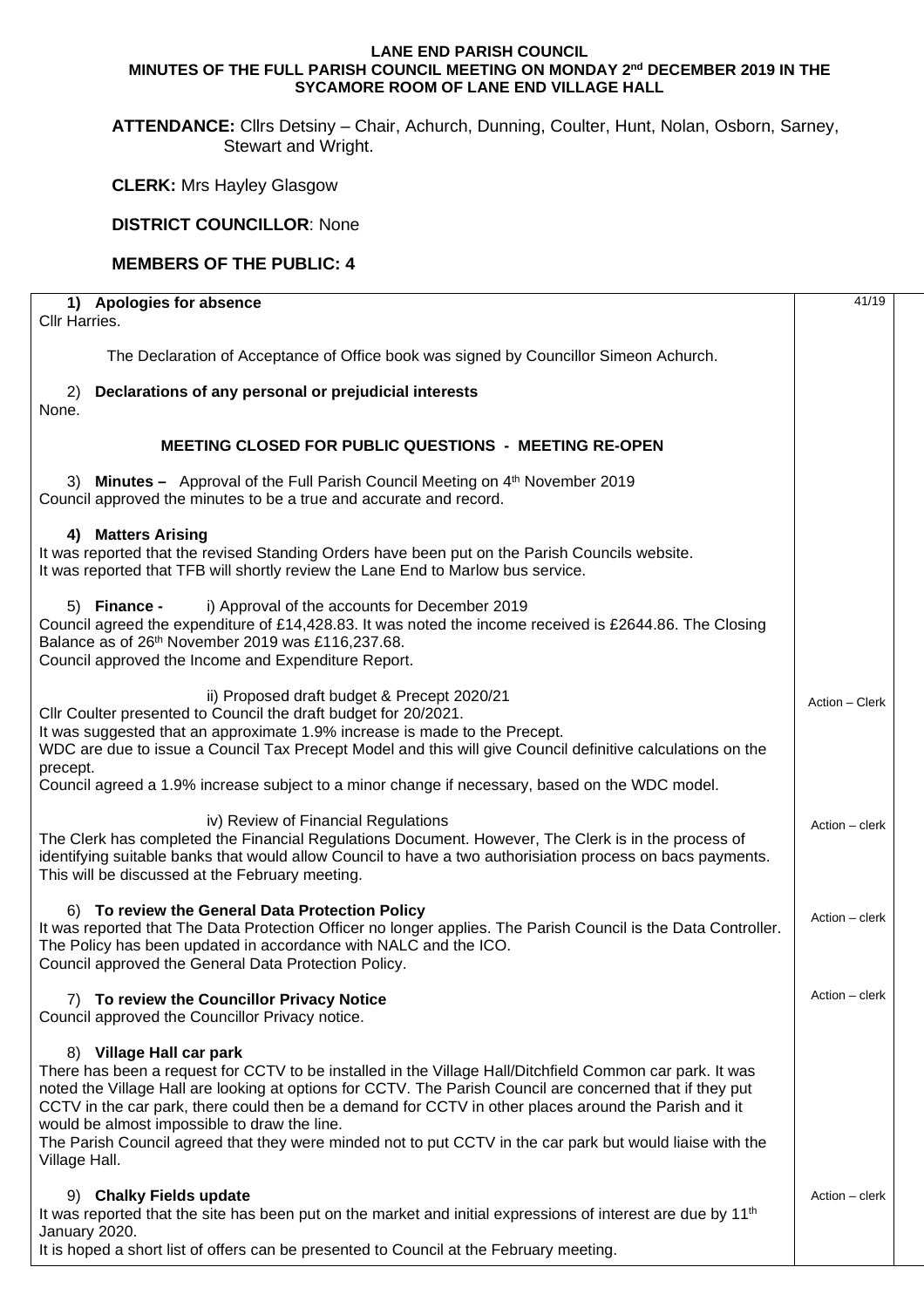# LANE END PARISH COUNCIL
## MINUTES OF THE FULL PARISH COUNCIL MEETING ON MONDAY 2nd DECEMBER 2019 IN THE SYCAMORE ROOM OF LANE END VILLAGE HALL

**ATTENDANCE:** Cllrs Detsiny – Chair, Achurch, Dunning, Coulter, Hunt, Nolan, Osborn, Sarney, Stewart and Wright.

**CLERK:** Mrs Hayley Glasgow

**DISTRICT COUNCILLOR**: None

**MEMBERS OF THE PUBLIC: 4**

41/19

**1) Apologies for absence**

Cllr Harries.

The Declaration of Acceptance of Office book was signed by Councillor Simeon Achurch.

**2) Declarations of any personal or prejudicial interests**

None.

**MEETING CLOSED FOR PUBLIC QUESTIONS - MEETING RE-OPEN**

3) **Minutes –** Approval of the Full Parish Council Meeting on 4th November 2019

Council approved the minutes to be a true and accurate and record.

**4) Matters Arising**

It was reported that the revised Standing Orders have been put on the Parish Councils website.
It was reported that TFB will shortly review the Lane End to Marlow bus service.

5) **Finance -** i) Approval of the accounts for December 2019

Council agreed the expenditure of £14,428.83. It was noted the income received is £2644.86. The Closing Balance as of 26th November 2019 was £116,237.68.
Council approved the Income and Expenditure Report.

ii) Proposed draft budget & Precept 2020/21 — *Action – Clerk*

Cllr Coulter presented to Council the draft budget for 20/2021.
It was suggested that an approximate 1.9% increase is made to the Precept.
WDC are due to issue a Council Tax Precept Model and this will give Council definitive calculations on the precept.
Council agreed a 1.9% increase subject to a minor change if necessary, based on the WDC model.

iv) Review of Financial Regulations — *Action – clerk*

The Clerk has completed the Financial Regulations Document. However, The Clerk is in the process of identifying suitable banks that would allow Council to have a two authorisiation process on bacs payments. This will be discussed at the February meeting.

6) **To review the General Data Protection Policy** — *Action – clerk*

It was reported that The Data Protection Officer no longer applies. The Parish Council is the Data Controller. The Policy has been updated in accordance with NALC and the ICO.
Council approved the General Data Protection Policy.

7) **To review the Councillor Privacy Notice** — *Action – clerk*

Council approved the Councillor Privacy notice.

8) **Village Hall car park**

There has been a request for CCTV to be installed in the Village Hall/Ditchfield Common car park. It was noted the Village Hall are looking at options for CCTV. The Parish Council are concerned that if they put CCTV in the car park, there could then be a demand for CCTV in other places around the Parish and it would be almost impossible to draw the line.
The Parish Council agreed that they were minded not to put CCTV in the car park but would liaise with the Village Hall.

9) **Chalky Fields update** — *Action – clerk*

It was reported that the site has been put on the market and initial expressions of interest are due by 11th January 2020.
It is hoped a short list of offers can be presented to Council at the February meeting.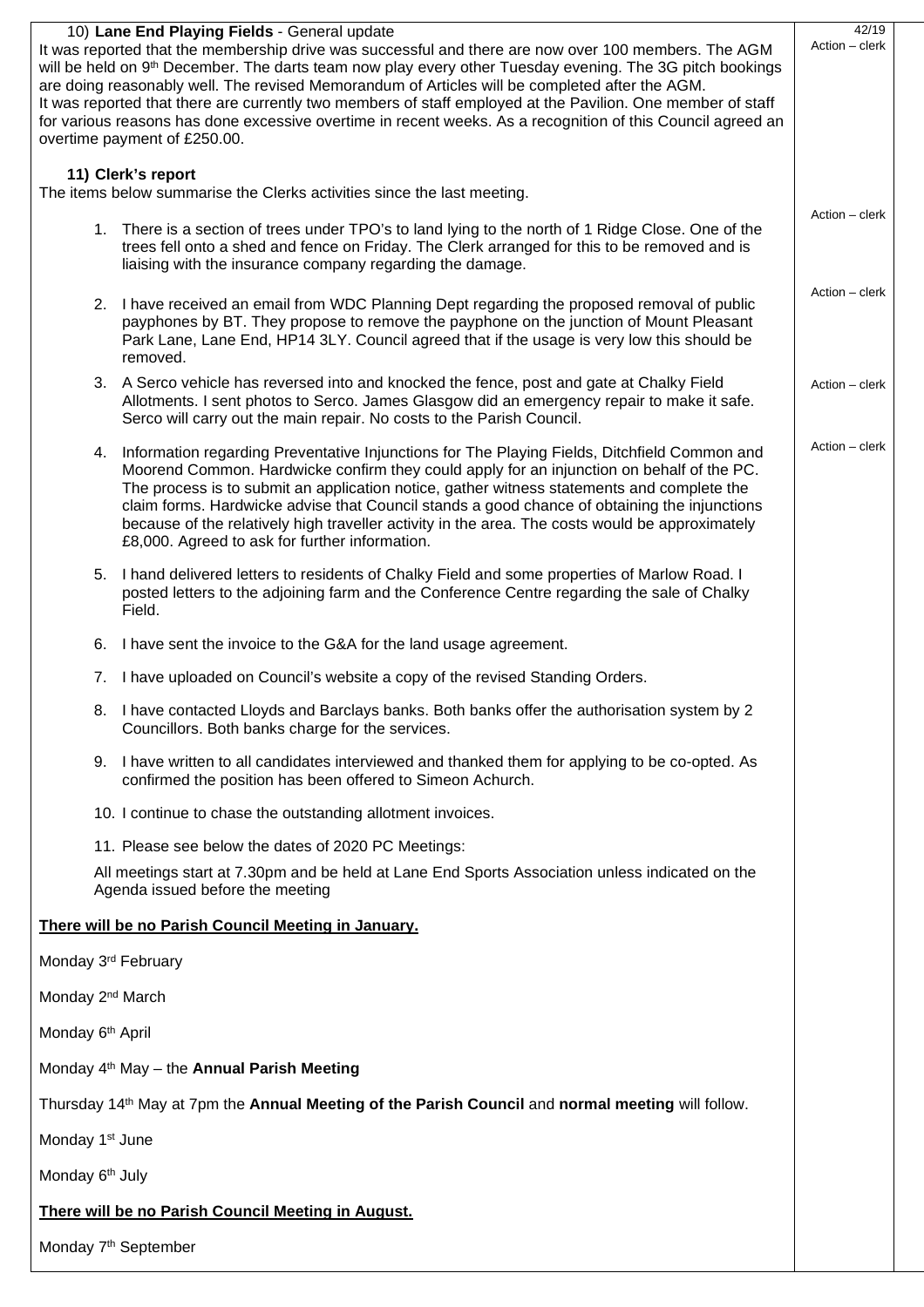| | | |
|---|---|---|
| 10) **Lane End Playing Fields** - General update<br>It was reported that the membership drive was successful and there are now over 100 members. The AGM will be held on 9th December. The darts team now play every other Tuesday evening. The 3G pitch bookings are doing reasonably well. The revised Memorandum of Articles will be completed after the AGM.<br>It was reported that there are currently two members of staff employed at the Pavilion. One member of staff for various reasons has done excessive overtime in recent weeks. As a recognition of this Council agreed an overtime payment of £250.00. | 42/19<br>Action – clerk | |

**11) Clerk's report**

The items below summarise the Clerks activities since the last meeting.

1. There is a section of trees under TPO's to land lying to the north of 1 Ridge Close. One of the trees fell onto a shed and fence on Friday. The Clerk arranged for this to be removed and is liaising with the insurance company regarding the damage. — Action – clerk

2. I have received an email from WDC Planning Dept regarding the proposed removal of public payphones by BT. They propose to remove the payphone on the junction of Mount Pleasant Park Lane, Lane End, HP14 3LY. Council agreed that if the usage is very low this should be removed. — Action – clerk

3. A Serco vehicle has reversed into and knocked the fence, post and gate at Chalky Field Allotments. I sent photos to Serco. James Glasgow did an emergency repair to make it safe. Serco will carry out the main repair. No costs to the Parish Council. — Action – clerk

4. Information regarding Preventative Injunctions for The Playing Fields, Ditchfield Common and Moorend Common. Hardwicke confirm they could apply for an injunction on behalf of the PC. The process is to submit an application notice, gather witness statements and complete the claim forms. Hardwicke advise that Council stands a good chance of obtaining the injunctions because of the relatively high traveller activity in the area. The costs would be approximately £8,000. Agreed to ask for further information. — Action – clerk

5. I hand delivered letters to residents of Chalky Field and some properties of Marlow Road. I posted letters to the adjoining farm and the Conference Centre regarding the sale of Chalky Field.

6. I have sent the invoice to the G&A for the land usage agreement.

7. I have uploaded on Council's website a copy of the revised Standing Orders.

8. I have contacted Lloyds and Barclays banks. Both banks offer the authorisation system by 2 Councillors. Both banks charge for the services.

9. I have written to all candidates interviewed and thanked them for applying to be co-opted. As confirmed the position has been offered to Simeon Achurch.

10. I continue to chase the outstanding allotment invoices.

11. Please see below the dates of 2020 PC Meetings:

All meetings start at 7.30pm and be held at Lane End Sports Association unless indicated on the Agenda issued before the meeting

**There will be no Parish Council Meeting in January.**

Monday 3rd February

Monday 2nd March

Monday 6th April

Monday 4th May – the **Annual Parish Meeting**

Thursday 14th May at 7pm the **Annual Meeting of the Parish Council** and **normal meeting** will follow.

Monday 1st June

Monday 6th July

**There will be no Parish Council Meeting in August.**

Monday 7th September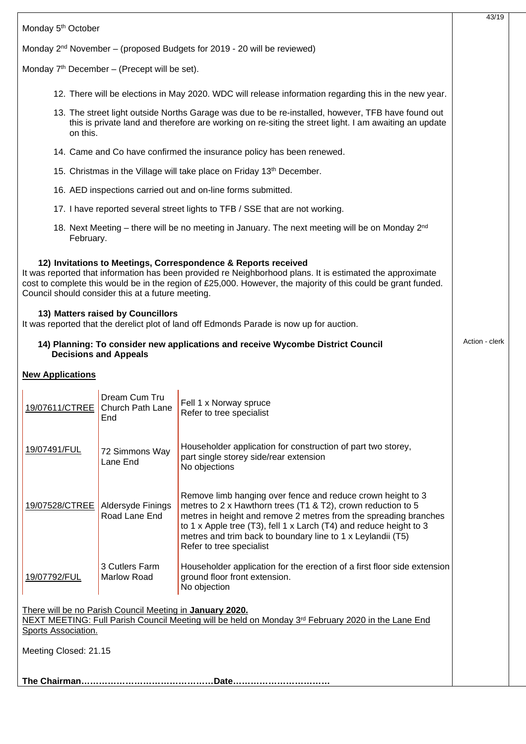Monday 5th October

Monday 2nd November – (proposed Budgets for 2019 - 20 will be reviewed)

Monday 7th December – (Precept will be set).

12. There will be elections in May 2020. WDC will release information regarding this in the new year.
13. The street light outside Norths Garage was due to be re-installed, however, TFB have found out this is private land and therefore are working on re-siting the street light. I am awaiting an update on this.
14. Came and Co have confirmed the insurance policy has been renewed.
15. Christmas in the Village will take place on Friday 13th December.
16. AED inspections carried out and on-line forms submitted.
17. I have reported several street lights to TFB / SSE that are not working.
18. Next Meeting – there will be no meeting in January. The next meeting will be on Monday 2nd February.

**12) Invitations to Meetings, Correspondence & Reports received**

It was reported that information has been provided re Neighborhood plans. It is estimated the approximate cost to complete this would be in the region of £25,000. However, the majority of this could be grant funded. Council should consider this at a future meeting.

**13) Matters raised by Councillors**

It was reported that the derelict plot of land off Edmonds Parade is now up for auction.

Action - clerk

**14) Planning: To consider new applications and receive Wycombe District Council Decisions and Appeals**

**New Applications**

| | | |
|---|---|---|
| 19/07611/CTREE | Dream Cum Tru Church Path Lane End | Fell 1 x Norway spruce<br>Refer to tree specialist |
| 19/07491/FUL | 72 Simmons Way Lane End | Householder application for construction of part two storey, part single storey side/rear extension<br>No objections |
| 19/07528/CTREE | Aldersyde Finings Road Lane End | Remove limb hanging over fence and reduce crown height to 3 metres to 2 x Hawthorn trees (T1 & T2), crown reduction to 5 metres in height and remove 2 metres from the spreading branches to 1 x Apple tree (T3), fell 1 x Larch (T4) and reduce height to 3 metres and trim back to boundary line to 1 x Leylandii (T5)<br>Refer to tree specialist |
| 19/07792/FUL | 3 Cutlers Farm Marlow Road | Householder application for the erection of a first floor side extension ground floor front extension.<br>No objection |

There will be no Parish Council Meeting in **January 2020.**
NEXT MEETING: Full Parish Council Meeting will be held on Monday 3rd February 2020 in the Lane End Sports Association.

Meeting Closed: 21.15

**The Chairman……………………………………Date……………………………**